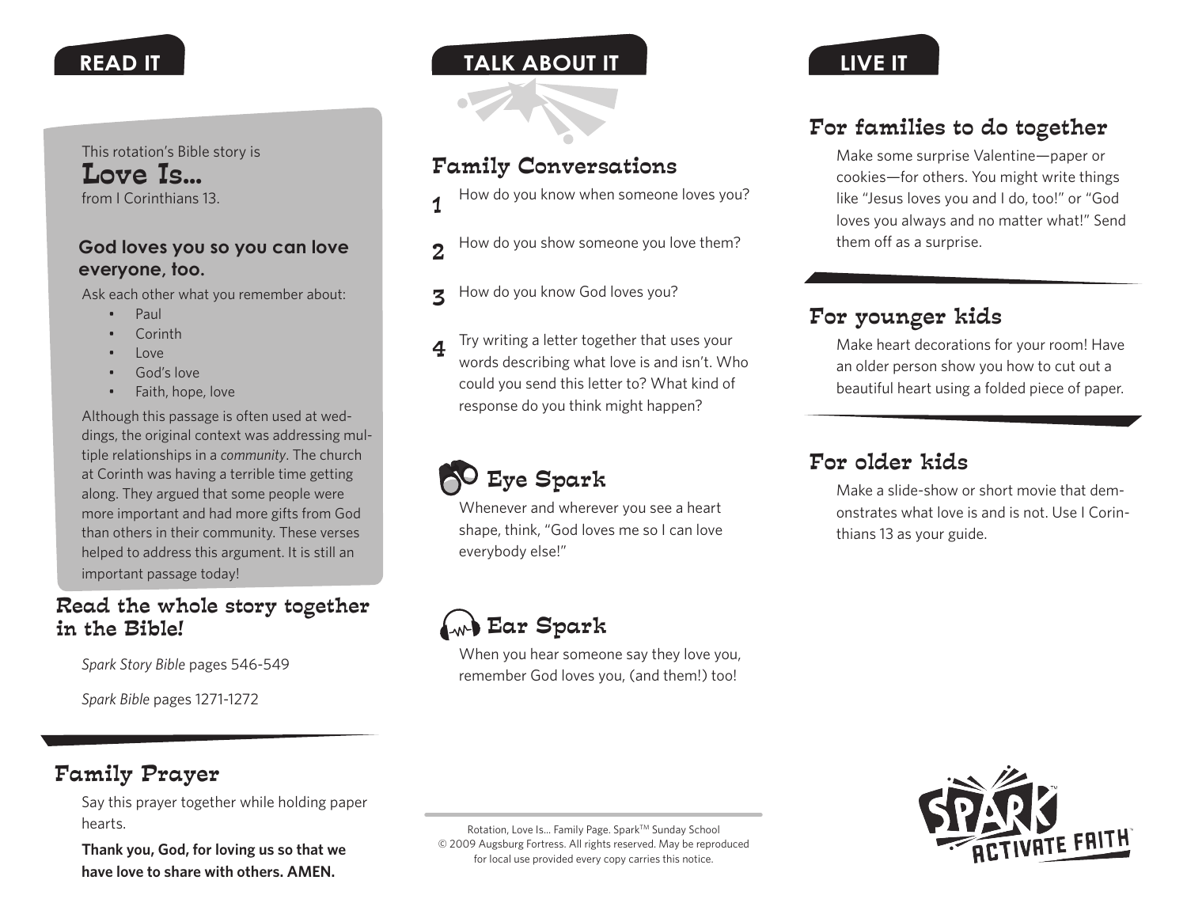## READ IT

This rotation's Bible story is

### Love Is...

from I Corinthians 13.

**God loves you so you can love everyone, too.**

Ask each other what you remember about:

- Paul
- Corinth
- Love
- God's love
- Faith, hope, love

Although this passage is often used at weddings, the original context was addressing multiple relationships in a *community*. The church at Corinth was having a terrible time getting along. They argued that some people were more important and had more gifts from God than others in their community. These verses helped to address this argument. It is still an important passage today!

### Read the whole story together in the Bible!

*Spark Story Bible* pages 546-549

*Spark Bible* pages 1271-1272

### Family Prayer

Say this prayer together while holding paper hearts.

**Thank you, God, for loving us so that we have love to share with others. AMEN.**

## TALK ABOUT IT

### Family Conversations

1. How do you know when someone loves you?
2. How do you show someone you love them?
3. How do you know God loves you?
4. Try writing a letter together that uses your words describing what love is and isn't. Who could you send this letter to? What kind of response do you think might happen?

### Eye Spark

Whenever and wherever you see a heart shape, think, "God loves me so I can love everybody else!"

### Ear Spark

When you hear someone say they love you, remember God loves you, (and them!) too!

Rotation, Love Is... Family Page. Spark™ Sunday School
© 2009 Augsburg Fortress. All rights reserved. May be reproduced for local use provided every copy carries this notice.

## LIVE IT

### For families to do together

Make some surprise Valentine—paper or cookies—for others. You might write things like "Jesus loves you and I do, too!" or "God loves you always and no matter what!" Send them off as a surprise.

### For younger kids

Make heart decorations for your room! Have an older person show you how to cut out a beautiful heart using a folded piece of paper.

### For older kids

Make a slide-show or short movie that demonstrates what love is and is not. Use I Corinthians 13 as your guide.

SPARK™ ACTIVATE FAITH™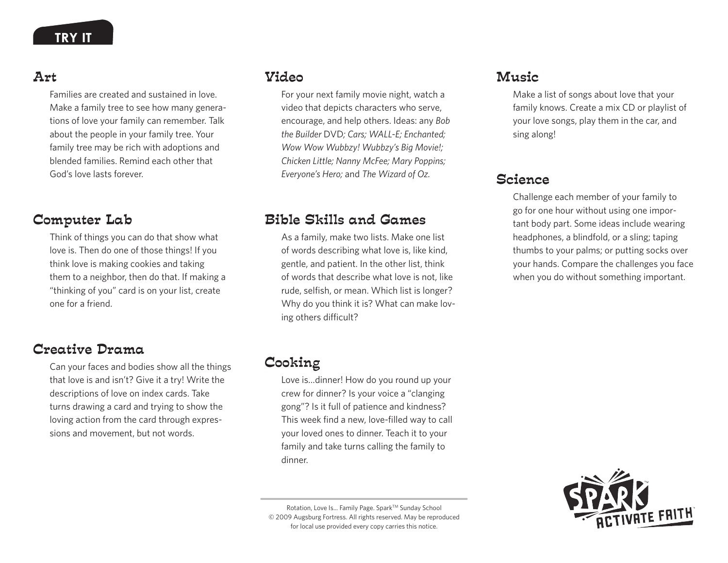# TRY IT

## Art

Families are created and sustained in love. Make a family tree to see how many generations of love your family can remember. Talk about the people in your family tree. Your family tree may be rich with adoptions and blended families. Remind each other that God's love lasts forever.

## Computer Lab

Think of things you can do that show what love is. Then do one of those things! If you think love is making cookies and taking them to a neighbor, then do that. If making a "thinking of you" card is on your list, create one for a friend.

## Creative Drama

Can your faces and bodies show all the things that love is and isn't? Give it a try! Write the descriptions of love on index cards. Take turns drawing a card and trying to show the loving action from the card through expressions and movement, but not words.

## Video

For your next family movie night, watch a video that depicts characters who serve, encourage, and help others. Ideas: any *Bob the Builder* DVD; *Cars; WALL-E; Enchanted; Wow Wow Wubbzy! Wubbzy's Big Movie!; Chicken Little; Nanny McFee; Mary Poppins; Everyone's Hero;* and *The Wizard of Oz.*

## Bible Skills and Games

As a family, make two lists. Make one list of words describing what love is, like kind, gentle, and patient. In the other list, think of words that describe what love is not, like rude, selfish, or mean. Which list is longer? Why do you think it is? What can make loving others difficult?

## Cooking

Love is...dinner! How do you round up your crew for dinner? Is your voice a "clanging gong"? Is it full of patience and kindness? This week find a new, love-filled way to call your loved ones to dinner. Teach it to your family and take turns calling the family to dinner.

## Music

Make a list of songs about love that your family knows. Create a mix CD or playlist of your love songs, play them in the car, and sing along!

## Science

Challenge each member of your family to go for one hour without using one important body part. Some ideas include wearing headphones, a blindfold, or a sling; taping thumbs to your palms; or putting socks over your hands. Compare the challenges you face when you do without something important.

Rotation, Love Is... Family Page. Spark™ Sunday School
© 2009 Augsburg Fortress. All rights reserved. May be reproduced for local use provided every copy carries this notice.

SPARK™ ACTIVATE FAITH™